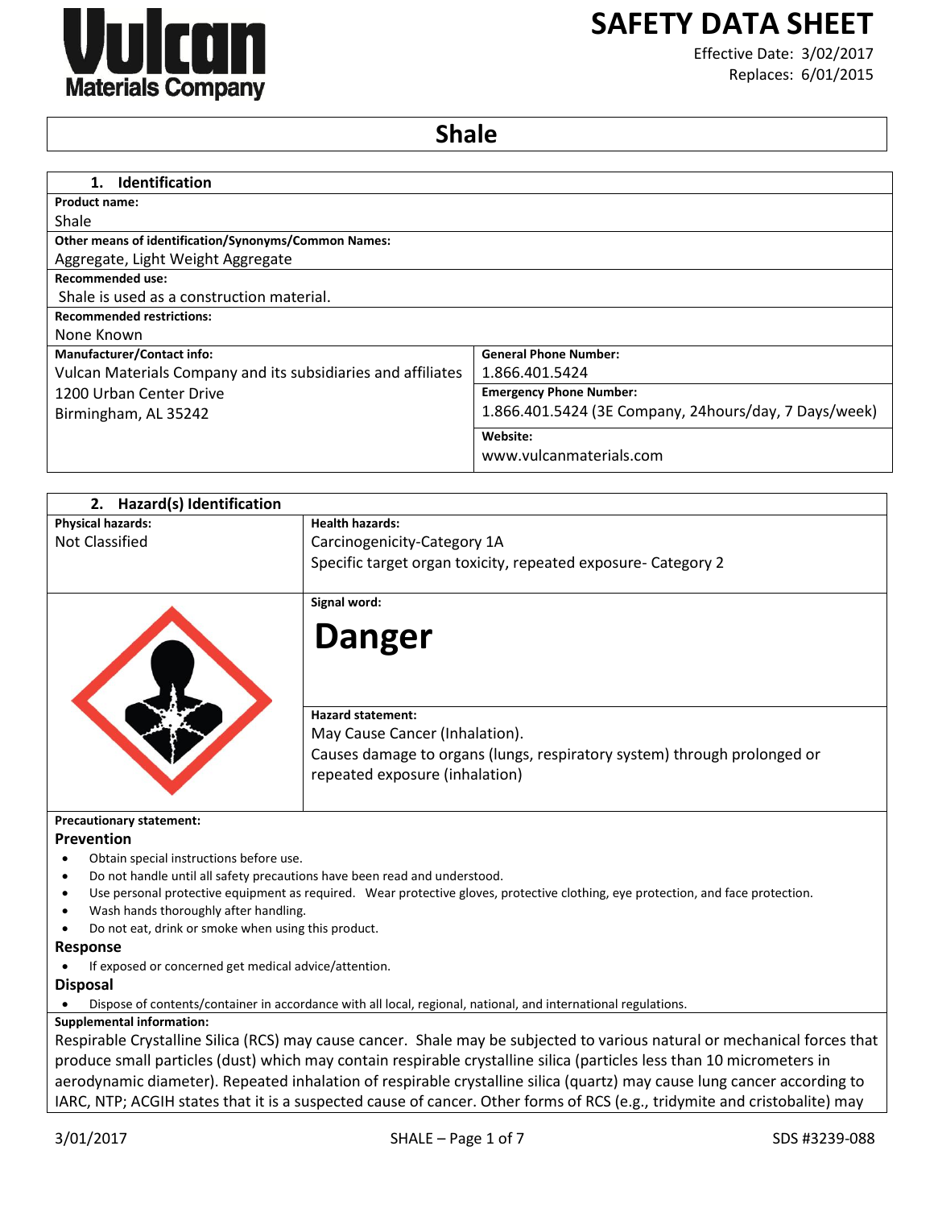Vulcan Materials Company

# SAFETY DATA SHEET

Effective Date: 3/02/2017
Replaces: 6/01/2015

# Shale

## 1. Identification

| | |
|---|---|
| **Product name:** | |
| Shale | |
| **Other means of identification/Synonyms/Common Names:** | |
| Aggregate, Light Weight Aggregate | |
| **Recommended use:** | |
| Shale is used as a construction material. | |
| **Recommended restrictions:** | |
| None Known | |
| **Manufacturer/Contact info:** | **General Phone Number:** |
| Vulcan Materials Company and its subsidiaries and affiliates | 1.866.401.5424 |
| 1200 Urban Center Drive | **Emergency Phone Number:** |
| Birmingham, AL 35242 | 1.866.401.5424 (3E Company, 24hours/day, 7 Days/week) |
| | **Website:** |
| | www.vulcanmaterials.com |

## 2. Hazard(s) Identification

| | |
|---|---|
| **Physical hazards:** | **Health hazards:** |
| Not Classified | Carcinogenicity-Category 1A<br>Specific target organ toxicity, repeated exposure- Category 2 |
| | **Signal word:**<br>**Danger** |
| | **Hazard statement:**<br>May Cause Cancer (Inhalation).<br>Causes damage to organs (lungs, respiratory system) through prolonged or repeated exposure (inhalation) |

**Precautionary statement:**

### Prevention

- Obtain special instructions before use.
- Do not handle until all safety precautions have been read and understood.
- Use personal protective equipment as required. Wear protective gloves, protective clothing, eye protection, and face protection.
- Wash hands thoroughly after handling.
- Do not eat, drink or smoke when using this product.

### Response

- If exposed or concerned get medical advice/attention.

### Disposal

- Dispose of contents/container in accordance with all local, regional, national, and international regulations.

**Supplemental information:**

Respirable Crystalline Silica (RCS) may cause cancer. Shale may be subjected to various natural or mechanical forces that produce small particles (dust) which may contain respirable crystalline silica (particles less than 10 micrometers in aerodynamic diameter). Repeated inhalation of respirable crystalline silica (quartz) may cause lung cancer according to IARC, NTP; ACGIH states that it is a suspected cause of cancer. Other forms of RCS (e.g., tridymite and cristobalite) may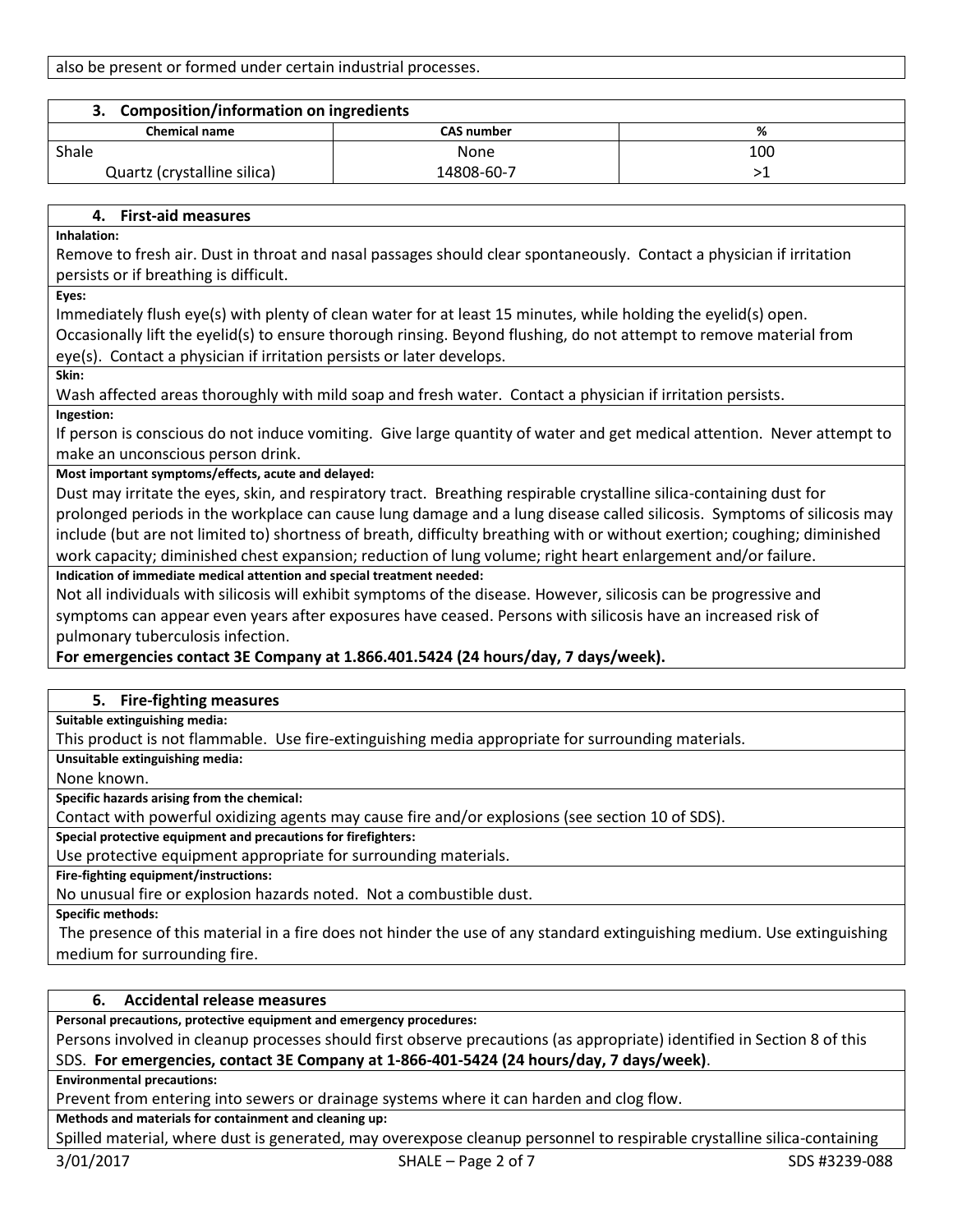also be present or formed under certain industrial processes.

## 3. Composition/information on ingredients

| Chemical name | CAS number | % |
|---|---|---|
| Shale | None | 100 |
| Quartz (crystalline silica) | 14808-60-7 | >1 |

## 4. First-aid measures

**Inhalation:**

Remove to fresh air. Dust in throat and nasal passages should clear spontaneously. Contact a physician if irritation persists or if breathing is difficult.

**Eyes:**

Immediately flush eye(s) with plenty of clean water for at least 15 minutes, while holding the eyelid(s) open. Occasionally lift the eyelid(s) to ensure thorough rinsing. Beyond flushing, do not attempt to remove material from eye(s). Contact a physician if irritation persists or later develops.

**Skin:**

Wash affected areas thoroughly with mild soap and fresh water. Contact a physician if irritation persists.

**Ingestion:**

If person is conscious do not induce vomiting. Give large quantity of water and get medical attention. Never attempt to make an unconscious person drink.

**Most important symptoms/effects, acute and delayed:**

Dust may irritate the eyes, skin, and respiratory tract. Breathing respirable crystalline silica-containing dust for prolonged periods in the workplace can cause lung damage and a lung disease called silicosis. Symptoms of silicosis may include (but are not limited to) shortness of breath, difficulty breathing with or without exertion; coughing; diminished work capacity; diminished chest expansion; reduction of lung volume; right heart enlargement and/or failure.

**Indication of immediate medical attention and special treatment needed:**

Not all individuals with silicosis will exhibit symptoms of the disease. However, silicosis can be progressive and symptoms can appear even years after exposures have ceased. Persons with silicosis have an increased risk of pulmonary tuberculosis infection.

**For emergencies contact 3E Company at 1.866.401.5424 (24 hours/day, 7 days/week).**

## 5. Fire-fighting measures

**Suitable extinguishing media:**

This product is not flammable. Use fire-extinguishing media appropriate for surrounding materials.

**Unsuitable extinguishing media:**

None known.

**Specific hazards arising from the chemical:**

Contact with powerful oxidizing agents may cause fire and/or explosions (see section 10 of SDS).

**Special protective equipment and precautions for firefighters:**

Use protective equipment appropriate for surrounding materials.

**Fire-fighting equipment/instructions:**

No unusual fire or explosion hazards noted. Not a combustible dust.

**Specific methods:**

The presence of this material in a fire does not hinder the use of any standard extinguishing medium. Use extinguishing medium for surrounding fire.

## 6. Accidental release measures

**Personal precautions, protective equipment and emergency procedures:**

Persons involved in cleanup processes should first observe precautions (as appropriate) identified in Section 8 of this SDS. **For emergencies, contact 3E Company at 1-866-401-5424 (24 hours/day, 7 days/week)**.

**Environmental precautions:**

Prevent from entering into sewers or drainage systems where it can harden and clog flow.

**Methods and materials for containment and cleaning up:**

Spilled material, where dust is generated, may overexpose cleanup personnel to respirable crystalline silica-containing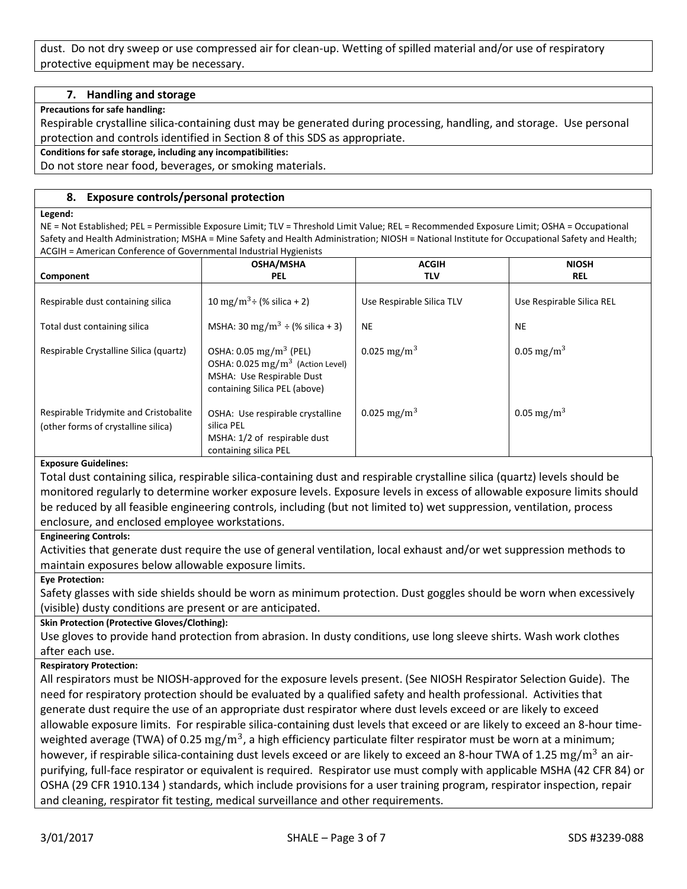dust. Do not dry sweep or use compressed air for clean-up. Wetting of spilled material and/or use of respiratory protective equipment may be necessary.

## 7. Handling and storage

**Precautions for safe handling:**

Respirable crystalline silica-containing dust may be generated during processing, handling, and storage. Use personal protection and controls identified in Section 8 of this SDS as appropriate.

**Conditions for safe storage, including any incompatibilities:**

Do not store near food, beverages, or smoking materials.

## 8. Exposure controls/personal protection

**Legend:**

NE = Not Established; PEL = Permissible Exposure Limit; TLV = Threshold Limit Value; REL = Recommended Exposure Limit; OSHA = Occupational Safety and Health Administration; MSHA = Mine Safety and Health Administration; NIOSH = National Institute for Occupational Safety and Health; ACGIH = American Conference of Governmental Industrial Hygienists

| Component | OSHA/MSHA PEL | ACGIH TLV | NIOSH REL |
|---|---|---|---|
| Respirable dust containing silica | $10\ mg/m^3 \div$ (% silica + 2) | Use Respirable Silica TLV | Use Respirable Silica REL |
| Total dust containing silica | MSHA: $30\ mg/m^3 \div$ (% silica + 3) | NE | NE |
| Respirable Crystalline Silica (quartz) | OSHA: $0.05\ mg/m^3$ (PEL)<br>OSHA: $0.025\ mg/m^3$ (Action Level)<br>MSHA: Use Respirable Dust containing Silica PEL (above) | $0.025\ mg/m^3$ | $0.05\ mg/m^3$ |
| Respirable Tridymite and Cristobalite (other forms of crystalline silica) | OSHA: Use respirable crystalline silica PEL<br>MSHA: 1/2 of respirable dust containing silica PEL | $0.025\ mg/m^3$ | $0.05\ mg/m^3$ |

**Exposure Guidelines:**

Total dust containing silica, respirable silica-containing dust and respirable crystalline silica (quartz) levels should be monitored regularly to determine worker exposure levels. Exposure levels in excess of allowable exposure limits should be reduced by all feasible engineering controls, including (but not limited to) wet suppression, ventilation, process enclosure, and enclosed employee workstations.

**Engineering Controls:**

Activities that generate dust require the use of general ventilation, local exhaust and/or wet suppression methods to maintain exposures below allowable exposure limits.

**Eye Protection:**

Safety glasses with side shields should be worn as minimum protection. Dust goggles should be worn when excessively (visible) dusty conditions are present or are anticipated.

**Skin Protection (Protective Gloves/Clothing):**

Use gloves to provide hand protection from abrasion. In dusty conditions, use long sleeve shirts. Wash work clothes after each use.

**Respiratory Protection:**

All respirators must be NIOSH-approved for the exposure levels present. (See NIOSH Respirator Selection Guide). The need for respiratory protection should be evaluated by a qualified safety and health professional. Activities that generate dust require the use of an appropriate dust respirator where dust levels exceed or are likely to exceed allowable exposure limits. For respirable silica-containing dust levels that exceed or are likely to exceed an 8-hour time-weighted average (TWA) of $0.25\ mg/m^3$, a high efficiency particulate filter respirator must be worn at a minimum; however, if respirable silica-containing dust levels exceed or are likely to exceed an 8-hour TWA of $1.25\ mg/m^3$ an air-purifying, full-face respirator or equivalent is required. Respirator use must comply with applicable MSHA (42 CFR 84) or OSHA (29 CFR 1910.134 ) standards, which include provisions for a user training program, respirator inspection, repair and cleaning, respirator fit testing, medical surveillance and other requirements.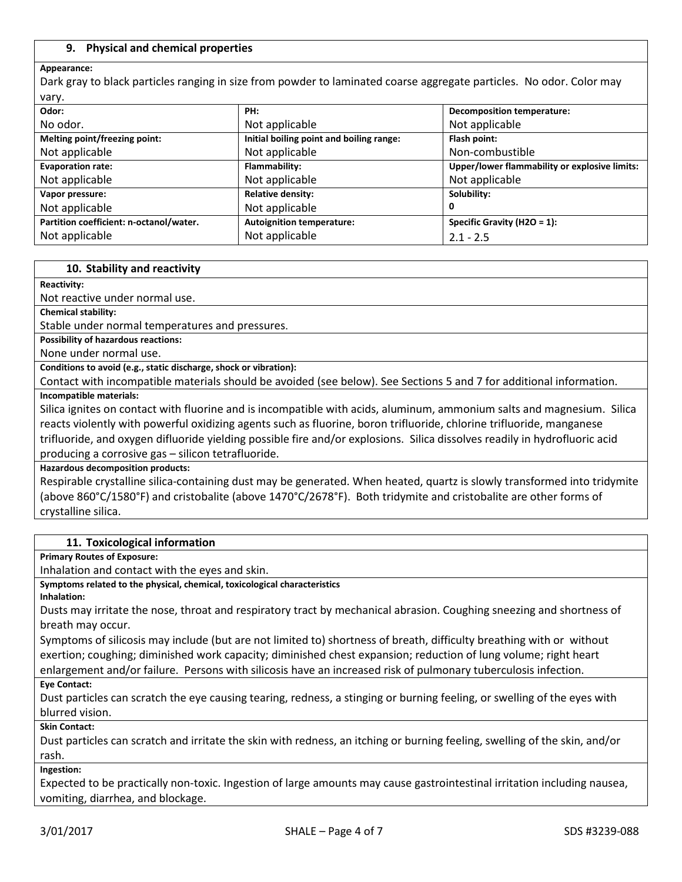## 9. Physical and chemical properties

**Appearance:**

Dark gray to black particles ranging in size from powder to laminated coarse aggregate particles. No odor. Color may vary.

| **Odor:** | **PH:** | **Decomposition temperature:** |
|---|---|---|
| No odor. | Not applicable | Not applicable |
| **Melting point/freezing point:** | **Initial boiling point and boiling range:** | **Flash point:** |
| Not applicable | Not applicable | Non-combustible |
| **Evaporation rate:** | **Flammability:** | **Upper/lower flammability or explosive limits:** |
| Not applicable | Not applicable | Not applicable |
| **Vapor pressure:** | **Relative density:** | **Solubility:** |
| Not applicable | Not applicable | 0 |
| **Partition coefficient: n-octanol/water.** | **Autoignition temperature:** | **Specific Gravity ($H_2O$ = 1):** |
| Not applicable | Not applicable | 2.1 - 2.5 |

## 10. Stability and reactivity

**Reactivity:**

Not reactive under normal use.

**Chemical stability:**

Stable under normal temperatures and pressures.

**Possibility of hazardous reactions:**

None under normal use.

**Conditions to avoid (e.g., static discharge, shock or vibration):**

Contact with incompatible materials should be avoided (see below). See Sections 5 and 7 for additional information.

**Incompatible materials:**

Silica ignites on contact with fluorine and is incompatible with acids, aluminum, ammonium salts and magnesium. Silica reacts violently with powerful oxidizing agents such as fluorine, boron trifluoride, chlorine trifluoride, manganese trifluoride, and oxygen difluoride yielding possible fire and/or explosions. Silica dissolves readily in hydrofluoric acid producing a corrosive gas – silicon tetrafluoride.

**Hazardous decomposition products:**

Respirable crystalline silica-containing dust may be generated. When heated, quartz is slowly transformed into tridymite (above 860°C/1580°F) and cristobalite (above 1470°C/2678°F). Both tridymite and cristobalite are other forms of crystalline silica.

## 11. Toxicological information

**Primary Routes of Exposure:**

Inhalation and contact with the eyes and skin.

**Symptoms related to the physical, chemical, toxicological characteristics**

**Inhalation:**

Dusts may irritate the nose, throat and respiratory tract by mechanical abrasion. Coughing sneezing and shortness of breath may occur.

Symptoms of silicosis may include (but are not limited to) shortness of breath, difficulty breathing with or without exertion; coughing; diminished work capacity; diminished chest expansion; reduction of lung volume; right heart enlargement and/or failure. Persons with silicosis have an increased risk of pulmonary tuberculosis infection.

**Eye Contact:**

Dust particles can scratch the eye causing tearing, redness, a stinging or burning feeling, or swelling of the eyes with blurred vision.

**Skin Contact:**

Dust particles can scratch and irritate the skin with redness, an itching or burning feeling, swelling of the skin, and/or rash.

**Ingestion:**

Expected to be practically non-toxic. Ingestion of large amounts may cause gastrointestinal irritation including nausea, vomiting, diarrhea, and blockage.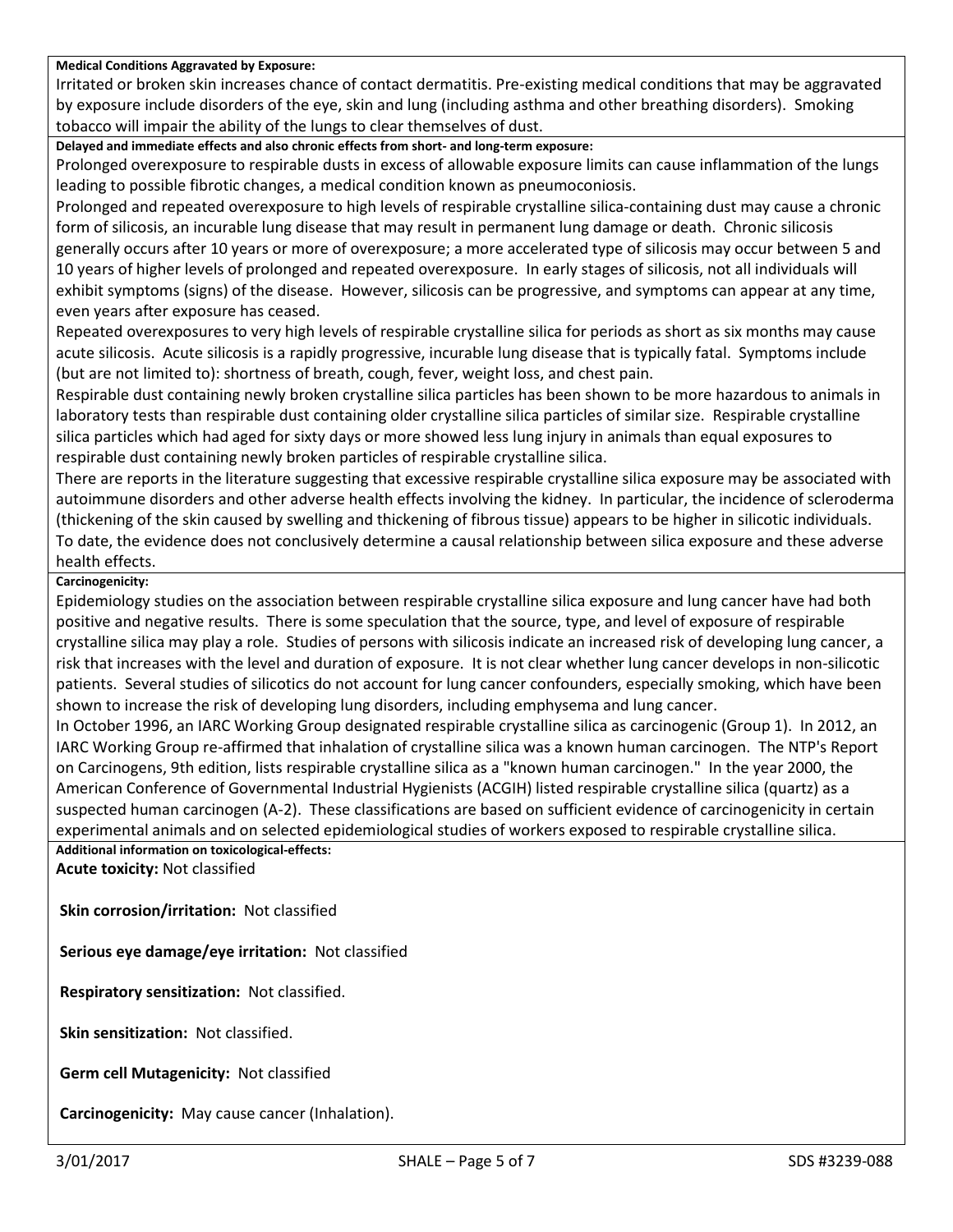**Medical Conditions Aggravated by Exposure:**

Irritated or broken skin increases chance of contact dermatitis. Pre-existing medical conditions that may be aggravated by exposure include disorders of the eye, skin and lung (including asthma and other breathing disorders). Smoking tobacco will impair the ability of the lungs to clear themselves of dust.

**Delayed and immediate effects and also chronic effects from short- and long-term exposure:**

Prolonged overexposure to respirable dusts in excess of allowable exposure limits can cause inflammation of the lungs leading to possible fibrotic changes, a medical condition known as pneumoconiosis.

Prolonged and repeated overexposure to high levels of respirable crystalline silica-containing dust may cause a chronic form of silicosis, an incurable lung disease that may result in permanent lung damage or death. Chronic silicosis generally occurs after 10 years or more of overexposure; a more accelerated type of silicosis may occur between 5 and 10 years of higher levels of prolonged and repeated overexposure. In early stages of silicosis, not all individuals will exhibit symptoms (signs) of the disease. However, silicosis can be progressive, and symptoms can appear at any time, even years after exposure has ceased.

Repeated overexposures to very high levels of respirable crystalline silica for periods as short as six months may cause acute silicosis. Acute silicosis is a rapidly progressive, incurable lung disease that is typically fatal. Symptoms include (but are not limited to): shortness of breath, cough, fever, weight loss, and chest pain.

Respirable dust containing newly broken crystalline silica particles has been shown to be more hazardous to animals in laboratory tests than respirable dust containing older crystalline silica particles of similar size. Respirable crystalline silica particles which had aged for sixty days or more showed less lung injury in animals than equal exposures to respirable dust containing newly broken particles of respirable crystalline silica.

There are reports in the literature suggesting that excessive respirable crystalline silica exposure may be associated with autoimmune disorders and other adverse health effects involving the kidney. In particular, the incidence of scleroderma (thickening of the skin caused by swelling and thickening of fibrous tissue) appears to be higher in silicotic individuals. To date, the evidence does not conclusively determine a causal relationship between silica exposure and these adverse health effects.

**Carcinogenicity:**

Epidemiology studies on the association between respirable crystalline silica exposure and lung cancer have had both positive and negative results. There is some speculation that the source, type, and level of exposure of respirable crystalline silica may play a role. Studies of persons with silicosis indicate an increased risk of developing lung cancer, a risk that increases with the level and duration of exposure. It is not clear whether lung cancer develops in non-silicotic patients. Several studies of silicotics do not account for lung cancer confounders, especially smoking, which have been shown to increase the risk of developing lung disorders, including emphysema and lung cancer.

In October 1996, an IARC Working Group designated respirable crystalline silica as carcinogenic (Group 1). In 2012, an IARC Working Group re-affirmed that inhalation of crystalline silica was a known human carcinogen. The NTP's Report on Carcinogens, 9th edition, lists respirable crystalline silica as a "known human carcinogen." In the year 2000, the American Conference of Governmental Industrial Hygienists (ACGIH) listed respirable crystalline silica (quartz) as a suspected human carcinogen (A-2). These classifications are based on sufficient evidence of carcinogenicity in certain experimental animals and on selected epidemiological studies of workers exposed to respirable crystalline silica.

**Additional information on toxicological-effects:**

**Acute toxicity:** Not classified

**Skin corrosion/irritation:** Not classified

**Serious eye damage/eye irritation:** Not classified

**Respiratory sensitization:** Not classified.

**Skin sensitization:** Not classified.

**Germ cell Mutagenicity:** Not classified

**Carcinogenicity:** May cause cancer (Inhalation).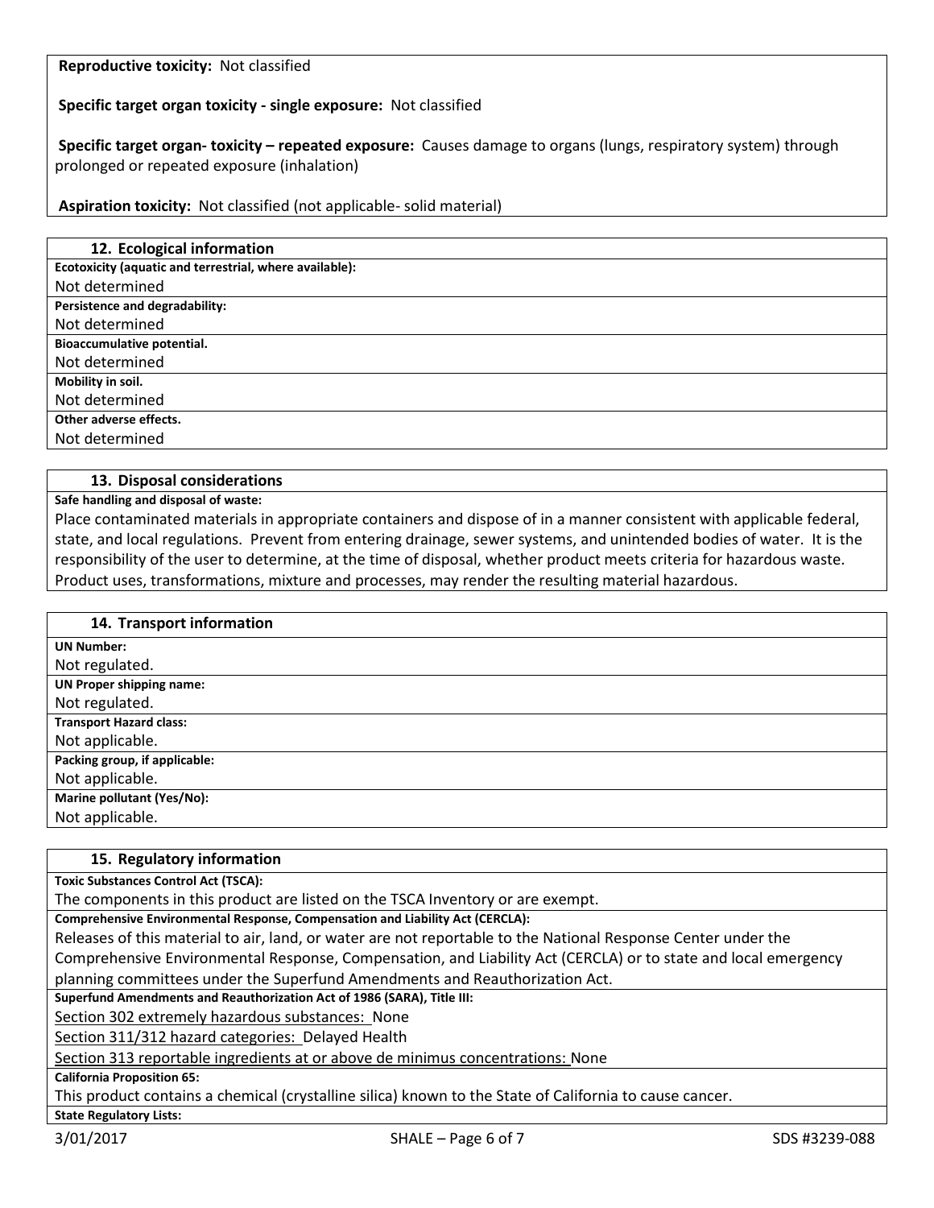**Reproductive toxicity:** Not classified

**Specific target organ toxicity - single exposure:** Not classified

**Specific target organ- toxicity – repeated exposure:** Causes damage to organs (lungs, respiratory system) through prolonged or repeated exposure (inhalation)

**Aspiration toxicity:** Not classified (not applicable- solid material)

## 12. Ecological information

**Ecotoxicity (aquatic and terrestrial, where available):**
Not determined

**Persistence and degradability:**
Not determined

**Bioaccumulative potential.**
Not determined

**Mobility in soil.**
Not determined

**Other adverse effects.**
Not determined

## 13. Disposal considerations

**Safe handling and disposal of waste:**
Place contaminated materials in appropriate containers and dispose of in a manner consistent with applicable federal, state, and local regulations. Prevent from entering drainage, sewer systems, and unintended bodies of water. It is the responsibility of the user to determine, at the time of disposal, whether product meets criteria for hazardous waste. Product uses, transformations, mixture and processes, may render the resulting material hazardous.

## 14. Transport information

**UN Number:**
Not regulated.

**UN Proper shipping name:**
Not regulated.

**Transport Hazard class:**
Not applicable.

**Packing group, if applicable:**
Not applicable.

**Marine pollutant (Yes/No):**
Not applicable.

## 15. Regulatory information

**Toxic Substances Control Act (TSCA):**
The components in this product are listed on the TSCA Inventory or are exempt.

**Comprehensive Environmental Response, Compensation and Liability Act (CERCLA):**
Releases of this material to air, land, or water are not reportable to the National Response Center under the Comprehensive Environmental Response, Compensation, and Liability Act (CERCLA) or to state and local emergency planning committees under the Superfund Amendments and Reauthorization Act.

**Superfund Amendments and Reauthorization Act of 1986 (SARA), Title III:**
Section 302 extremely hazardous substances: None
Section 311/312 hazard categories: Delayed Health
Section 313 reportable ingredients at or above de minimus concentrations: None

**California Proposition 65:**
This product contains a chemical (crystalline silica) known to the State of California to cause cancer.

**State Regulatory Lists:**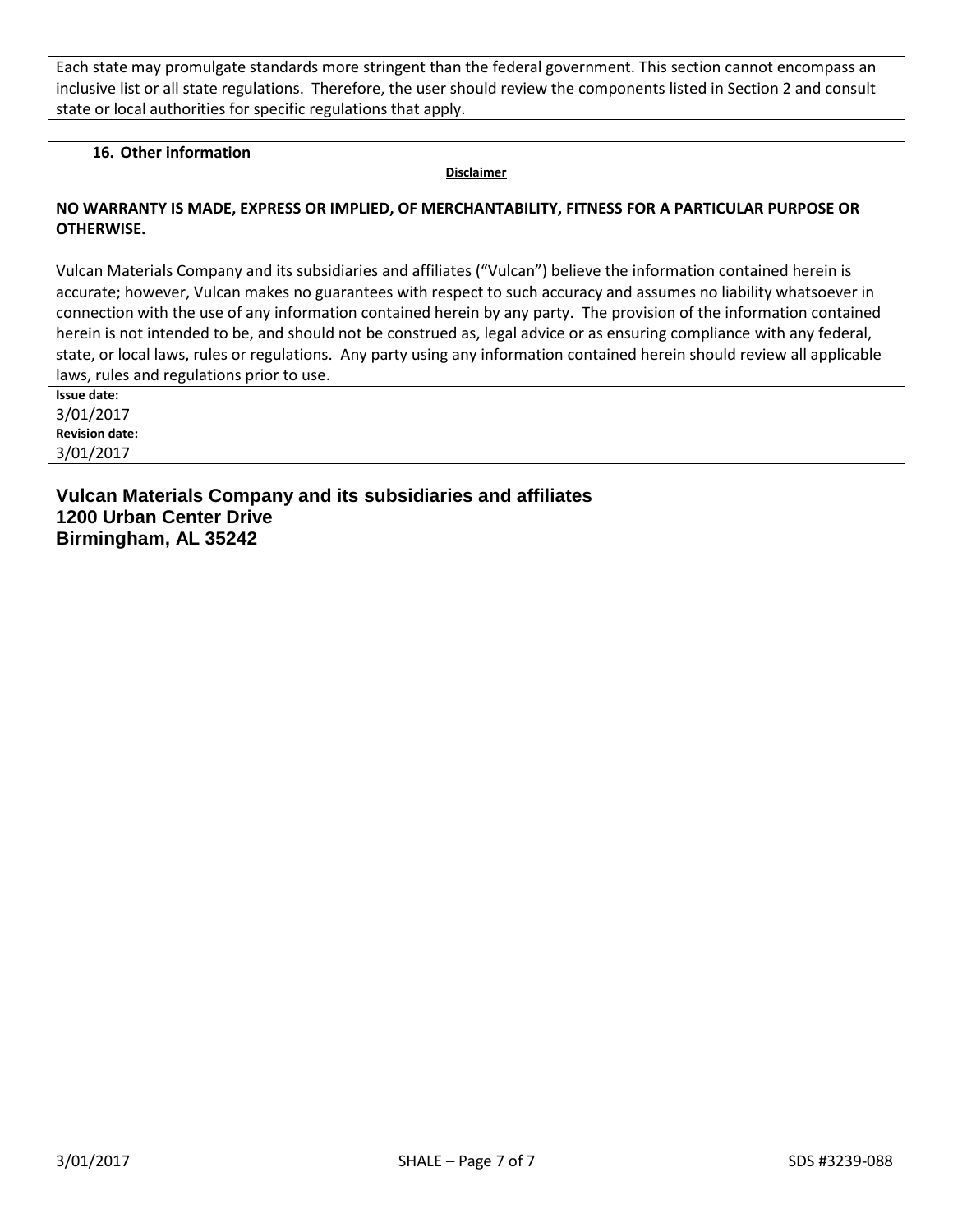Each state may promulgate standards more stringent than the federal government. This section cannot encompass an inclusive list or all state regulations. Therefore, the user should review the components listed in Section 2 and consult state or local authorities for specific regulations that apply.

## 16. Other information

**Disclaimer**

**NO WARRANTY IS MADE, EXPRESS OR IMPLIED, OF MERCHANTABILITY, FITNESS FOR A PARTICULAR PURPOSE OR OTHERWISE.**

Vulcan Materials Company and its subsidiaries and affiliates ("Vulcan") believe the information contained herein is accurate; however, Vulcan makes no guarantees with respect to such accuracy and assumes no liability whatsoever in connection with the use of any information contained herein by any party. The provision of the information contained herein is not intended to be, and should not be construed as, legal advice or as ensuring compliance with any federal, state, or local laws, rules or regulations. Any party using any information contained herein should review all applicable laws, rules and regulations prior to use.

**Issue date:**
3/01/2017

**Revision date:**
3/01/2017

**Vulcan Materials Company and its subsidiaries and affiliates**
**1200 Urban Center Drive**
**Birmingham, AL 35242**